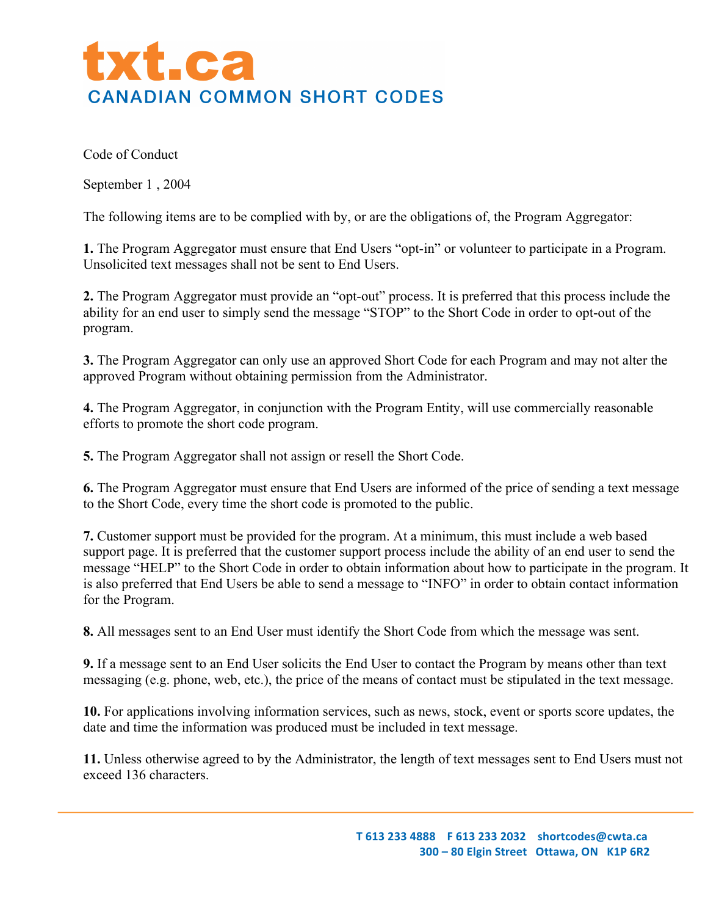# txt.ca

## CANADIAN COMMON SHORT CODES

Code of Conduct

September 1 , 2004

The following items are to be complied with by, or are the obligations of, the Program Aggregator:

**1.** The Program Aggregator must ensure that End Users "opt-in" or volunteer to participate in a Program. Unsolicited text messages shall not be sent to End Users.

**2.** The Program Aggregator must provide an "opt-out" process. It is preferred that this process include the ability for an end user to simply send the message "STOP" to the Short Code in order to opt-out of the program.

**3.** The Program Aggregator can only use an approved Short Code for each Program and may not alter the approved Program without obtaining permission from the Administrator.

**4.** The Program Aggregator, in conjunction with the Program Entity, will use commercially reasonable efforts to promote the short code program.

**5.** The Program Aggregator shall not assign or resell the Short Code.

**6.** The Program Aggregator must ensure that End Users are informed of the price of sending a text message to the Short Code, every time the short code is promoted to the public.

**7.** Customer support must be provided for the program. At a minimum, this must include a web based support page. It is preferred that the customer support process include the ability of an end user to send the message "HELP" to the Short Code in order to obtain information about how to participate in the program. It is also preferred that End Users be able to send a message to "INFO" in order to obtain contact information for the Program.

**8.** All messages sent to an End User must identify the Short Code from which the message was sent.

**9.** If a message sent to an End User solicits the End User to contact the Program by means other than text messaging (e.g. phone, web, etc.), the price of the means of contact must be stipulated in the text message.

**10.** For applications involving information services, such as news, stock, event or sports score updates, the date and time the information was produced must be included in text message.

**11.** Unless otherwise agreed to by the Administrator, the length of text messages sent to End Users must not exceed 136 characters.

T 613 233 4888 F 613 233 2032 shortcodes@cwta.ca
300 – 80 Elgin Street Ottawa, ON K1P 6R2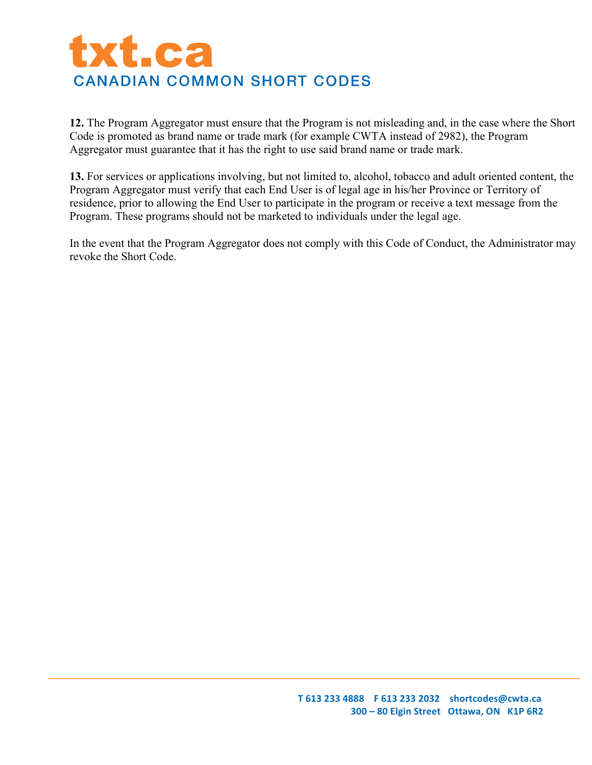**12.** The Program Aggregator must ensure that the Program is not misleading and, in the case where the Short Code is promoted as brand name or trade mark (for example CWTA instead of 2982), the Program Aggregator must guarantee that it has the right to use said brand name or trade mark.

**13.** For services or applications involving, but not limited to, alcohol, tobacco and adult oriented content, the Program Aggregator must verify that each End User is of legal age in his/her Province or Territory of residence, prior to allowing the End User to participate in the program or receive a text message from the Program. These programs should not be marketed to individuals under the legal age.

In the event that the Program Aggregator does not comply with this Code of Conduct, the Administrator may revoke the Short Code.